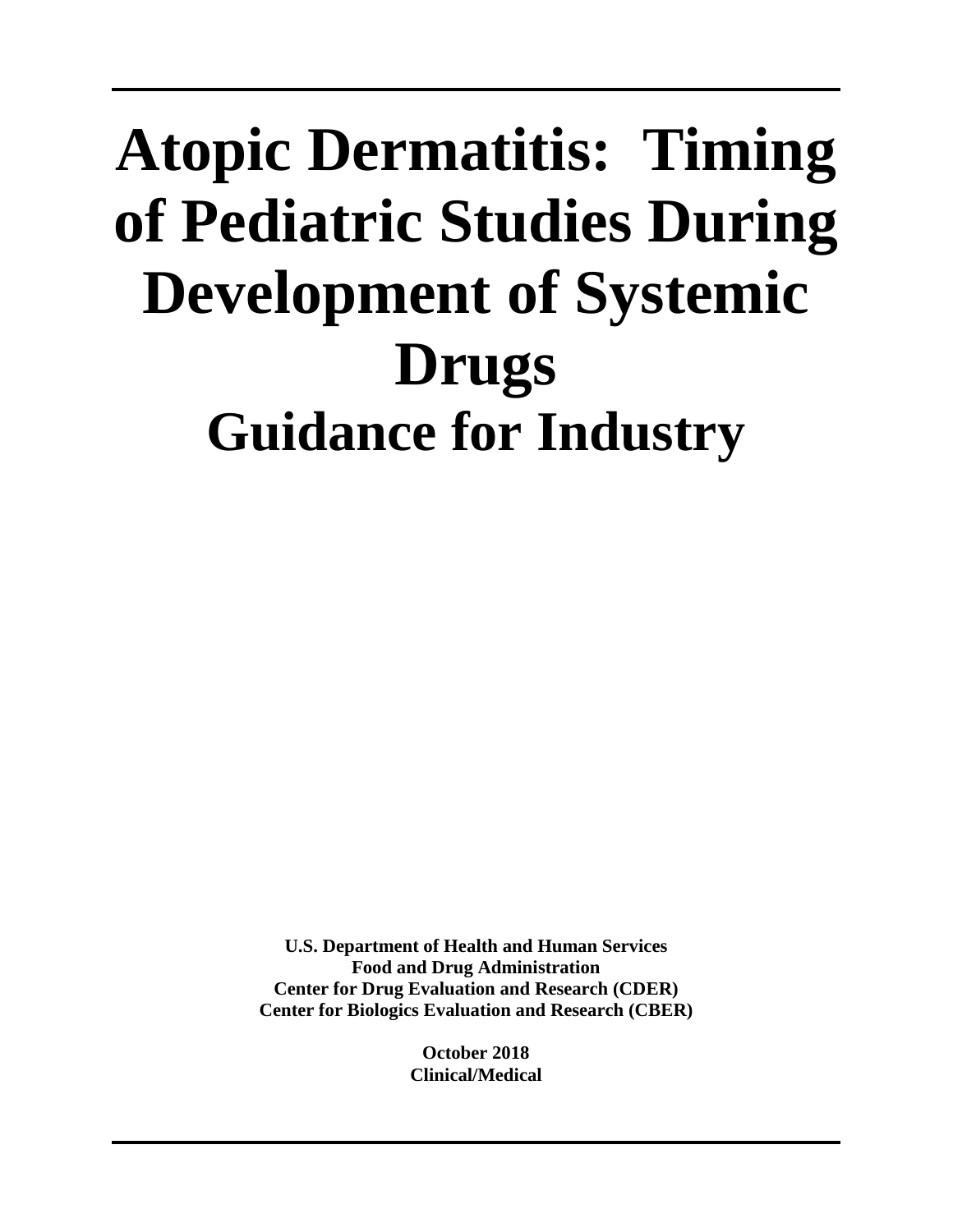# Atopic Dermatitis: Timing of Pediatric Studies During Development of Systemic Drugs

## Guidance for Industry

**U.S. Department of Health and Human Services**
**Food and Drug Administration**
**Center for Drug Evaluation and Research (CDER)**
**Center for Biologics Evaluation and Research (CBER)**

**October 2018**
**Clinical/Medical**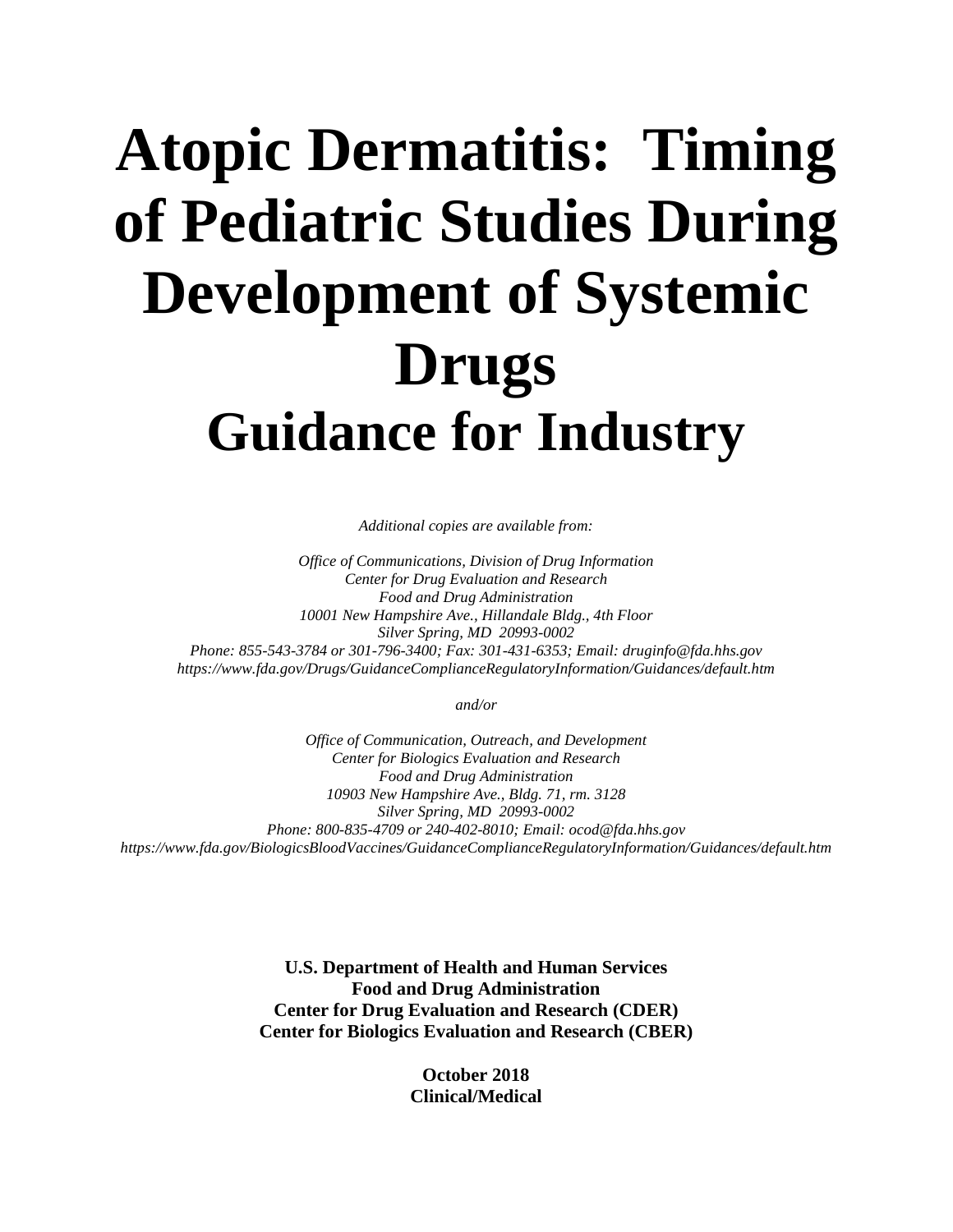# Atopic Dermatitis: Timing of Pediatric Studies During Development of Systemic Drugs

## Guidance for Industry

*Additional copies are available from:*

*Office of Communications, Division of Drug Information*
*Center for Drug Evaluation and Research*
*Food and Drug Administration*
*10001 New Hampshire Ave., Hillandale Bldg., 4th Floor*
*Silver Spring, MD 20993-0002*
*Phone: 855-543-3784 or 301-796-3400; Fax: 301-431-6353; Email: druginfo@fda.hhs.gov*
*https://www.fda.gov/Drugs/GuidanceComplianceRegulatoryInformation/Guidances/default.htm*

*and/or*

*Office of Communication, Outreach, and Development*
*Center for Biologics Evaluation and Research*
*Food and Drug Administration*
*10903 New Hampshire Ave., Bldg. 71, rm. 3128*
*Silver Spring, MD 20993-0002*
*Phone: 800-835-4709 or 240-402-8010; Email: ocod@fda.hhs.gov*
*https://www.fda.gov/BiologicsBloodVaccines/GuidanceComplianceRegulatoryInformation/Guidances/default.htm*

**U.S. Department of Health and Human Services**
**Food and Drug Administration**
**Center for Drug Evaluation and Research (CDER)**
**Center for Biologics Evaluation and Research (CBER)**

**October 2018**
**Clinical/Medical**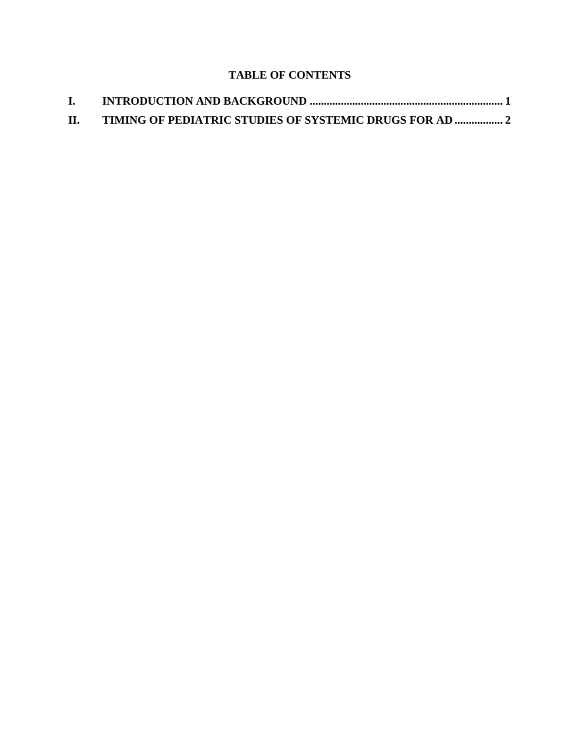## TABLE OF CONTENTS

**I. INTRODUCTION AND BACKGROUND ..................................................................... 1**

**II. TIMING OF PEDIATRIC STUDIES OF SYSTEMIC DRUGS FOR AD ................. 2**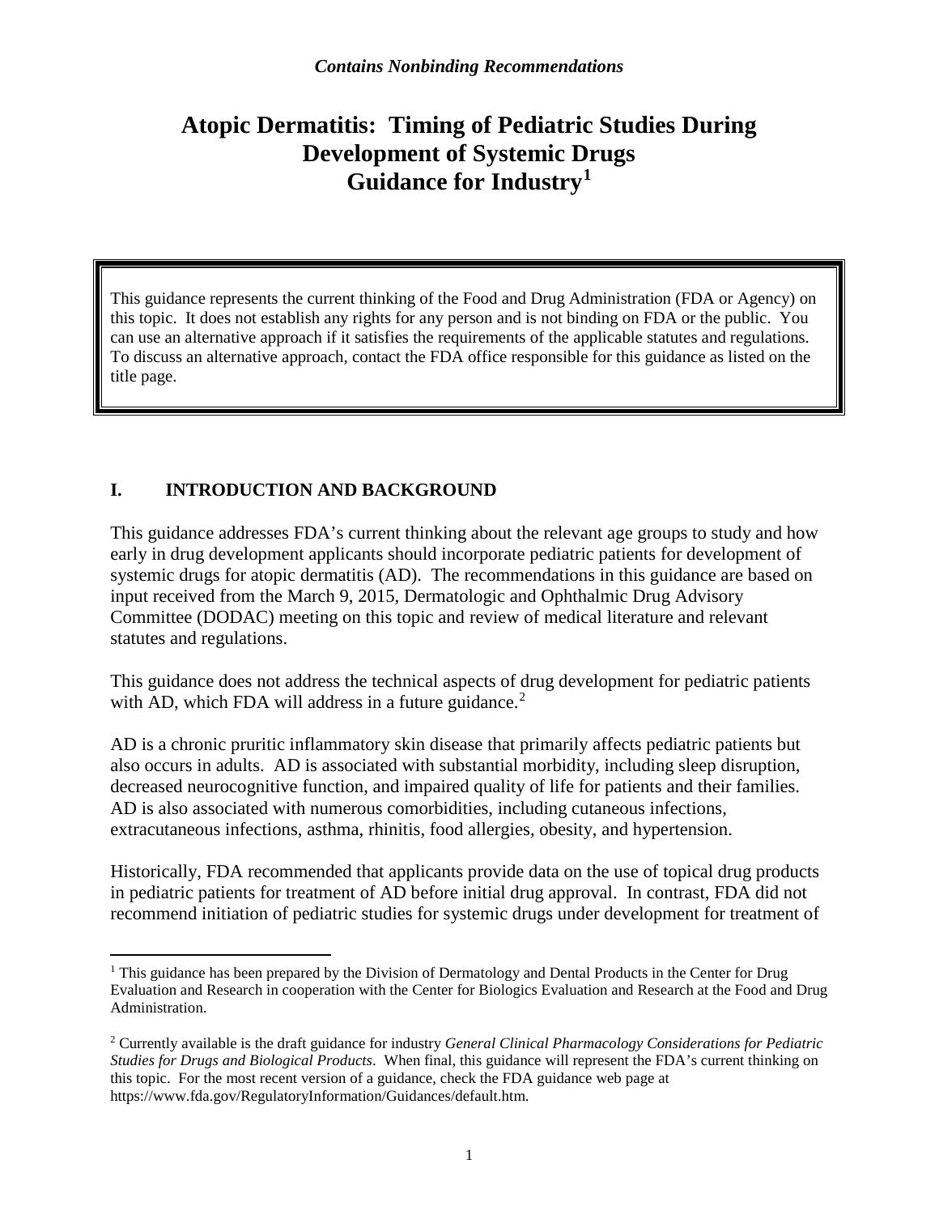*Contains Nonbinding Recommendations*

# Atopic Dermatitis: Timing of Pediatric Studies During Development of Systemic Drugs Guidance for Industry[1]

> This guidance represents the current thinking of the Food and Drug Administration (FDA or Agency) on this topic. It does not establish any rights for any person and is not binding on FDA or the public. You can use an alternative approach if it satisfies the requirements of the applicable statutes and regulations. To discuss an alternative approach, contact the FDA office responsible for this guidance as listed on the title page.

## I. INTRODUCTION AND BACKGROUND

This guidance addresses FDA's current thinking about the relevant age groups to study and how early in drug development applicants should incorporate pediatric patients for development of systemic drugs for atopic dermatitis (AD). The recommendations in this guidance are based on input received from the March 9, 2015, Dermatologic and Ophthalmic Drug Advisory Committee (DODAC) meeting on this topic and review of medical literature and relevant statutes and regulations.

This guidance does not address the technical aspects of drug development for pediatric patients with AD, which FDA will address in a future guidance.[2]

AD is a chronic pruritic inflammatory skin disease that primarily affects pediatric patients but also occurs in adults. AD is associated with substantial morbidity, including sleep disruption, decreased neurocognitive function, and impaired quality of life for patients and their families. AD is also associated with numerous comorbidities, including cutaneous infections, extracutaneous infections, asthma, rhinitis, food allergies, obesity, and hypertension.

Historically, FDA recommended that applicants provide data on the use of topical drug products in pediatric patients for treatment of AD before initial drug approval. In contrast, FDA did not recommend initiation of pediatric studies for systemic drugs under development for treatment of

---

[1] This guidance has been prepared by the Division of Dermatology and Dental Products in the Center for Drug Evaluation and Research in cooperation with the Center for Biologics Evaluation and Research at the Food and Drug Administration.

[2] Currently available is the draft guidance for industry *General Clinical Pharmacology Considerations for Pediatric Studies for Drugs and Biological Products*. When final, this guidance will represent the FDA's current thinking on this topic. For the most recent version of a guidance, check the FDA guidance web page at https://www.fda.gov/RegulatoryInformation/Guidances/default.htm.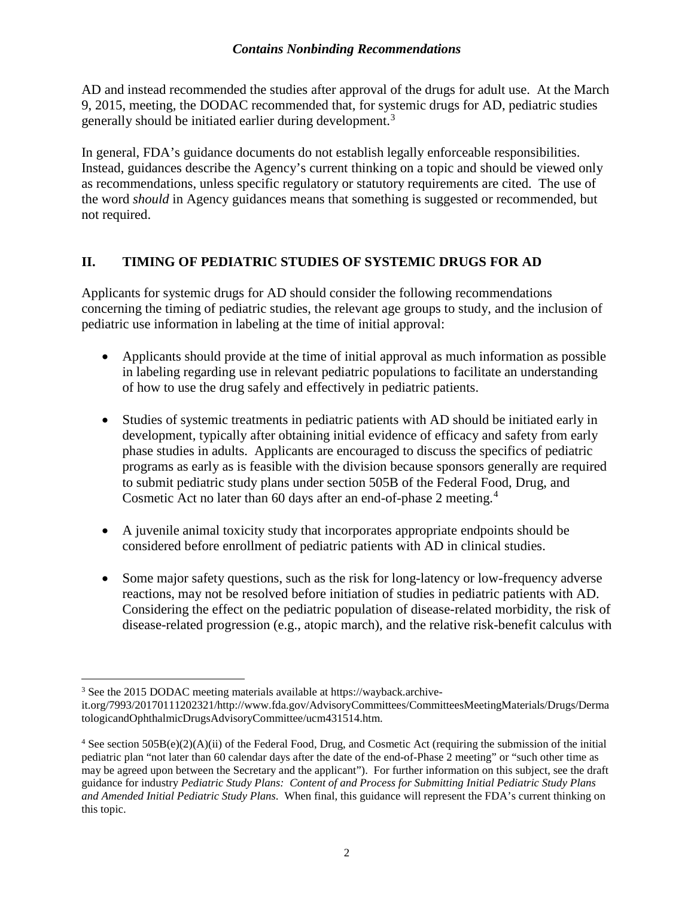AD and instead recommended the studies after approval of the drugs for adult use. At the March 9, 2015, meeting, the DODAC recommended that, for systemic drugs for AD, pediatric studies generally should be initiated earlier during development.[3]

In general, FDA's guidance documents do not establish legally enforceable responsibilities. Instead, guidances describe the Agency's current thinking on a topic and should be viewed only as recommendations, unless specific regulatory or statutory requirements are cited. The use of the word *should* in Agency guidances means that something is suggested or recommended, but not required.

## II. TIMING OF PEDIATRIC STUDIES OF SYSTEMIC DRUGS FOR AD

Applicants for systemic drugs for AD should consider the following recommendations concerning the timing of pediatric studies, the relevant age groups to study, and the inclusion of pediatric use information in labeling at the time of initial approval:

- Applicants should provide at the time of initial approval as much information as possible in labeling regarding use in relevant pediatric populations to facilitate an understanding of how to use the drug safely and effectively in pediatric patients.
- Studies of systemic treatments in pediatric patients with AD should be initiated early in development, typically after obtaining initial evidence of efficacy and safety from early phase studies in adults. Applicants are encouraged to discuss the specifics of pediatric programs as early as is feasible with the division because sponsors generally are required to submit pediatric study plans under section 505B of the Federal Food, Drug, and Cosmetic Act no later than 60 days after an end-of-phase 2 meeting.[4]
- A juvenile animal toxicity study that incorporates appropriate endpoints should be considered before enrollment of pediatric patients with AD in clinical studies.
- Some major safety questions, such as the risk for long-latency or low-frequency adverse reactions, may not be resolved before initiation of studies in pediatric patients with AD. Considering the effect on the pediatric population of disease-related morbidity, the risk of disease-related progression (e.g., atopic march), and the relative risk-benefit calculus with

---

[3] See the 2015 DODAC meeting materials available at https://wayback.archive-it.org/7993/20170111202321/http://www.fda.gov/AdvisoryCommittees/CommitteesMeetingMaterials/Drugs/DermatologicandOphthalmicDrugsAdvisoryCommittee/ucm431514.htm.

[4] See section 505B(e)(2)(A)(ii) of the Federal Food, Drug, and Cosmetic Act (requiring the submission of the initial pediatric plan "not later than 60 calendar days after the date of the end-of-Phase 2 meeting" or "such other time as may be agreed upon between the Secretary and the applicant"). For further information on this subject, see the draft guidance for industry *Pediatric Study Plans: Content of and Process for Submitting Initial Pediatric Study Plans and Amended Initial Pediatric Study Plans*. When final, this guidance will represent the FDA's current thinking on this topic.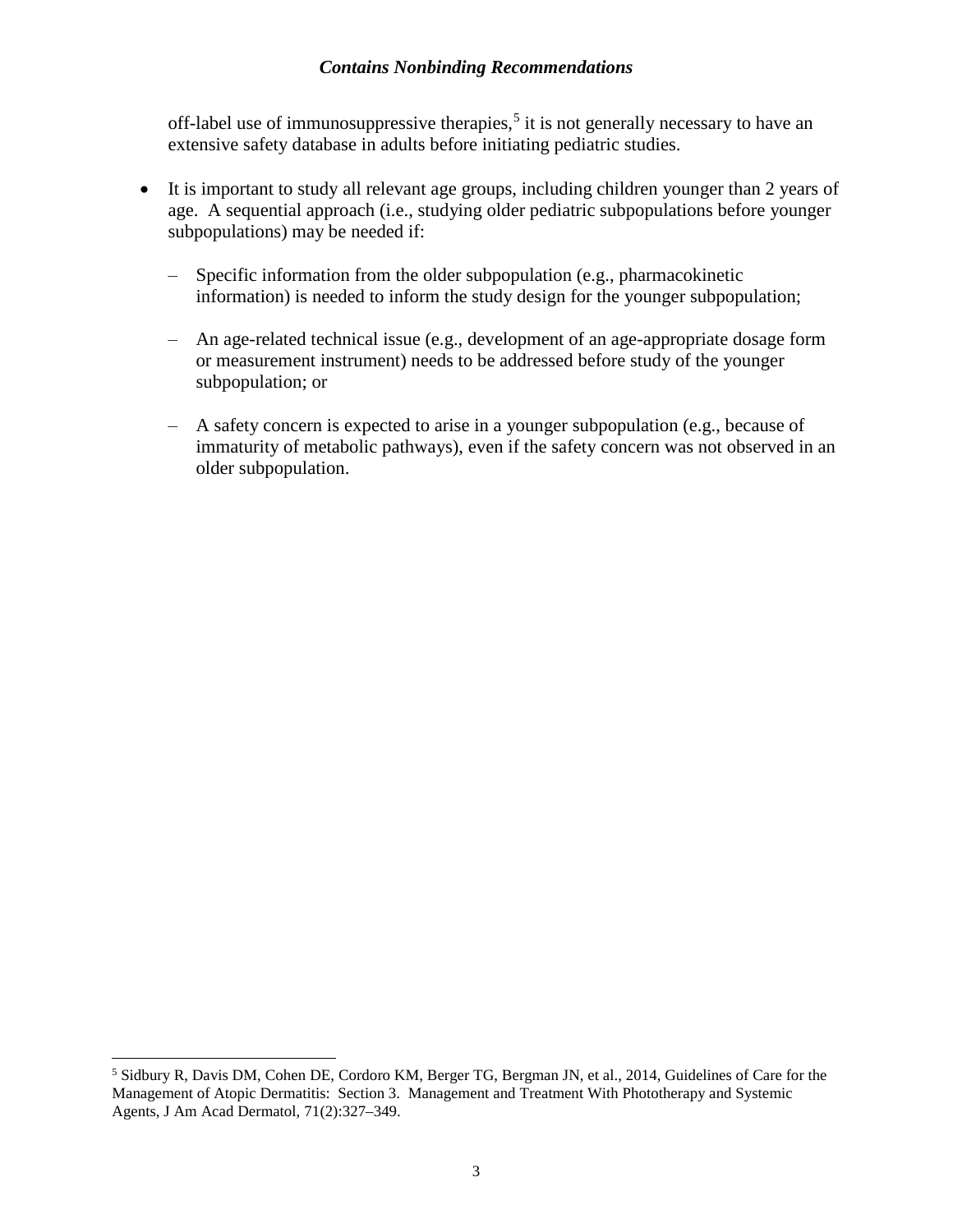off-label use of immunosuppressive therapies,[5] it is not generally necessary to have an extensive safety database in adults before initiating pediatric studies.

- It is important to study all relevant age groups, including children younger than 2 years of age. A sequential approach (i.e., studying older pediatric subpopulations before younger subpopulations) may be needed if:
  - Specific information from the older subpopulation (e.g., pharmacokinetic information) is needed to inform the study design for the younger subpopulation;
  - An age-related technical issue (e.g., development of an age-appropriate dosage form or measurement instrument) needs to be addressed before study of the younger subpopulation; or
  - A safety concern is expected to arise in a younger subpopulation (e.g., because of immaturity of metabolic pathways), even if the safety concern was not observed in an older subpopulation.

[5] Sidbury R, Davis DM, Cohen DE, Cordoro KM, Berger TG, Bergman JN, et al., 2014, Guidelines of Care for the Management of Atopic Dermatitis: Section 3. Management and Treatment With Phototherapy and Systemic Agents, J Am Acad Dermatol, 71(2):327–349.